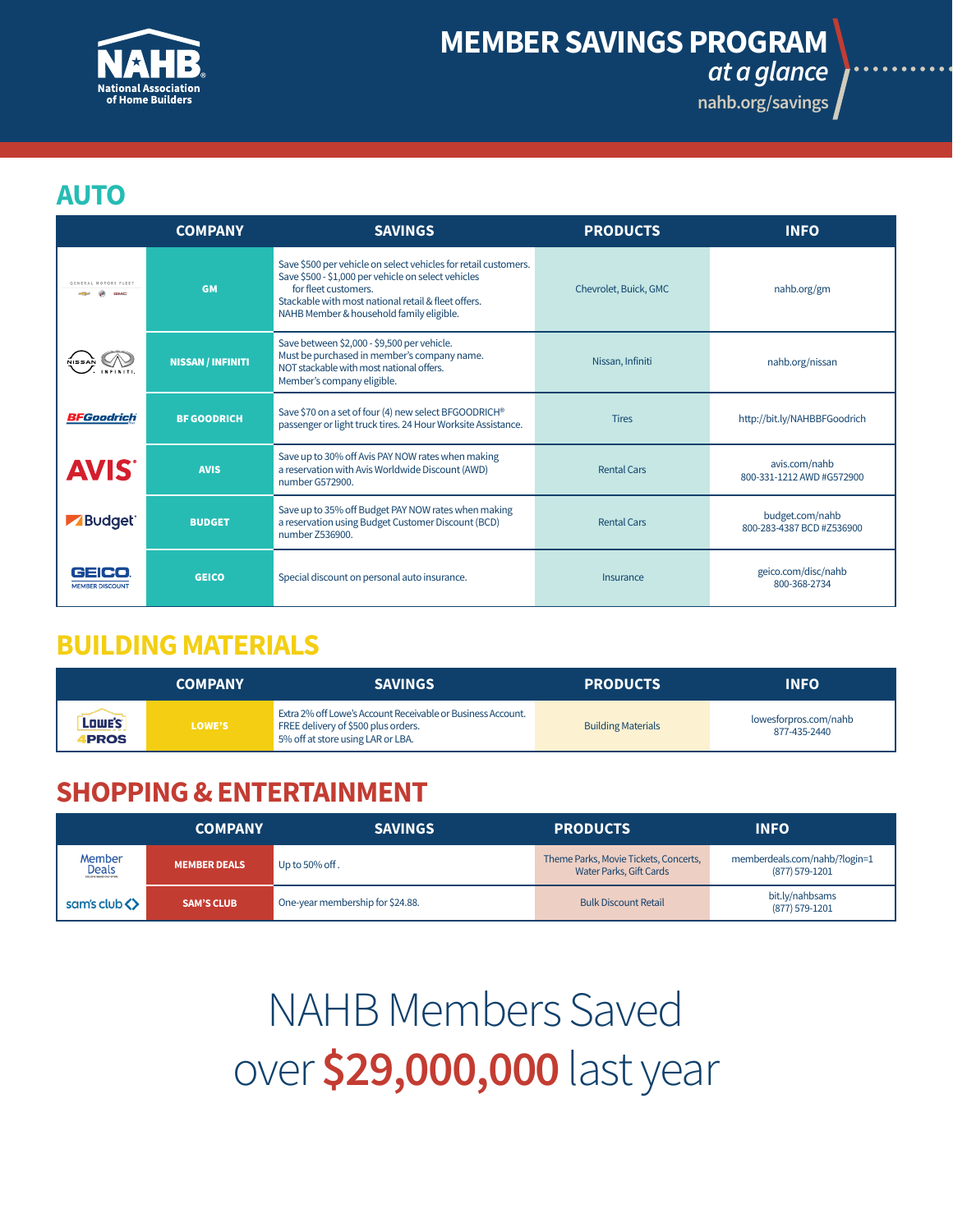NAHB National Association of Home Builders

# MEMBER SAVINGS PROGRAM

*at a glance*

nahb.org/savings

## AUTO

| | COMPANY | SAVINGS | PRODUCTS | INFO |
|---|---|---|---|---|
| GENERAL MOTORS FLEET | GM | Save $500 per vehicle on select vehicles for retail customers. Save $500 - $1,000 per vehicle on select vehicles for fleet customers. Stackable with most national retail & fleet offers. NAHB Member & household family eligible. | Chevrolet, Buick, GMC | nahb.org/gm |
| NISSAN INFINITI | NISSAN / INFINITI | Save between $2,000 - $9,500 per vehicle. Must be purchased in member's company name. NOT stackable with most national offers. Member's company eligible. | Nissan, Infiniti | nahb.org/nissan |
| BFGoodrich | BF GOODRICH | Save $70 on a set of four (4) new select BFGOODRICH® passenger or light truck tires. 24 Hour Worksite Assistance. | Tires | http://bit.ly/NAHBBFGoodrich |
| AVIS | AVIS | Save up to 30% off Avis PAY NOW rates when making a reservation with Avis Worldwide Discount (AWD) number G572900. | Rental Cars | avis.com/nahb 800-331-1212 AWD #G572900 |
| Budget | BUDGET | Save up to 35% off Budget PAY NOW rates when making a reservation using Budget Customer Discount (BCD) number Z536900. | Rental Cars | budget.com/nahb 800-283-4387 BCD #Z536900 |
| GEICO MEMBER DISCOUNT | GEICO | Special discount on personal auto insurance. | Insurance | geico.com/disc/nahb 800-368-2734 |

## BUILDING MATERIALS

| | COMPANY | SAVINGS | PRODUCTS | INFO |
|---|---|---|---|---|
| LOWE'S 4PROS | LOWE'S | Extra 2% off Lowe's Account Receivable or Business Account. FREE delivery of $500 plus orders. 5% off at store using LAR or LBA. | Building Materials | lowesforpros.com/nahb 877-435-2440 |

## SHOPPING & ENTERTAINMENT

| | COMPANY | SAVINGS | PRODUCTS | INFO |
|---|---|---|---|---|
| Member Deals | MEMBER DEALS | Up to 50% off . | Theme Parks, Movie Tickets, Concerts, Water Parks, Gift Cards | memberdeals.com/nahb/?login=1 (877) 579-1201 |
| sam's club | SAM'S CLUB | One-year membership for $24.88. | Bulk Discount Retail | bit.ly/nahbsams (877) 579-1201 |

NAHB Members Saved over **$29,000,000** last year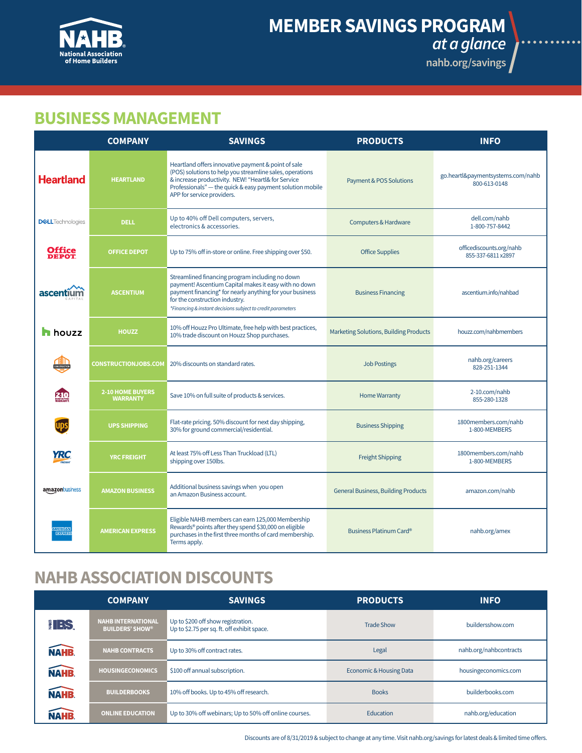# MEMBER SAVINGS PROGRAM

*at a glance*

nahb.org/savings

## BUSINESS MANAGEMENT

| | COMPANY | SAVINGS | PRODUCTS | INFO |
|---|---|---|---|---|
| Heartland | HEARTLAND | Heartland offers innovative payment & point of sale (POS) solutions to help you streamline sales, operations & increase productivity. NEW! "Heartl& for Service Professionals" — the quick & easy payment solution mobile APP for service providers. | Payment & POS Solutions | go.heartl&paymentsystems.com/nahb 800-613-0148 |
| DELL Technologies | DELL | Up to 40% off Dell computers, servers, electronics & accessories. | Computers & Hardware | dell.com/nahb 1-800-757-8442 |
| Office DEPOT | OFFICE DEPOT | Up to 75% off in-store or online. Free shipping over $50. | Office Supplies | officediscounts.org/nahb 855-337-6811 x2897 |
| ascentium CAPITAL | ASCENTIUM | Streamlined financing program including no down payment! Ascentium Capital makes it easy with no down payment financing* for nearly anything for your business for the construction industry. *Financing & instant decisions subject to credit parameters* | Business Financing | ascentium.info/nahbad |
| houzz | HOUZZ | 10% off Houzz Pro Ultimate, free help with best practices, 10% trade discount on Houzz Shop purchases. | Marketing Solutions, Building Products | houzz.com/nahbmembers |
| | CONSTRUCTIONJOBS.COM | 20% discounts on standard rates. | Job Postings | nahb.org/careers 828-251-1344 |
| | 2-10 HOME BUYERS WARRANTY | Save 10% on full suite of products & services. | Home Warranty | 2-10.com/nahb 855-280-1328 |
| ups | UPS SHIPPING | Flat-rate pricing. 50% discount for next day shipping, 30% for ground commercial/residential. | Business Shipping | 1800members.com/nahb 1-800-MEMBERS |
| YRC FREIGHT | YRC FREIGHT | At least 75% off Less Than Truckload (LTL) shipping over 150lbs. | Freight Shipping | 1800members.com/nahb 1-800-MEMBERS |
| amazon business | AMAZON BUSINESS | Additional business savings when you open an Amazon Business account. | General Business, Building Products | amazon.com/nahb |
| AMERICAN EXPRESS | AMERICAN EXPRESS | Eligible NAHB members can earn 125,000 Membership Rewards® points after they spend $30,000 on eligible purchases in the first three months of card membership. Terms apply. | Business Platinum Card® | nahb.org/amex |

## NAHB ASSOCIATION DISCOUNTS

| | COMPANY | SAVINGS | PRODUCTS | INFO |
|---|---|---|---|---|
| NAHB IBS | NAHB INTERNATIONAL BUILDERS' SHOW® | Up to $200 off show registration. Up to $2.75 per sq. ft. off exhibit space. | Trade Show | buildersshow.com |
| NAHB | NAHB CONTRACTS | Up to 30% off contract rates. | Legal | nahb.org/nahbcontracts |
| NAHB | HOUSINGECONOMICS | $100 off annual subscription. | Economic & Housing Data | housingeconomics.com |
| NAHB | BUILDERBOOKS | 10% off books. Up to 45% off research. | Books | builderbooks.com |
| NAHB | ONLINE EDUCATION | Up to 30% off webinars; Up to 50% off online courses. | Education | nahb.org/education |

Discounts are of 8/31/2019 & subject to change at any time. Visit nahb.org/savings for latest deals & limited time offers.